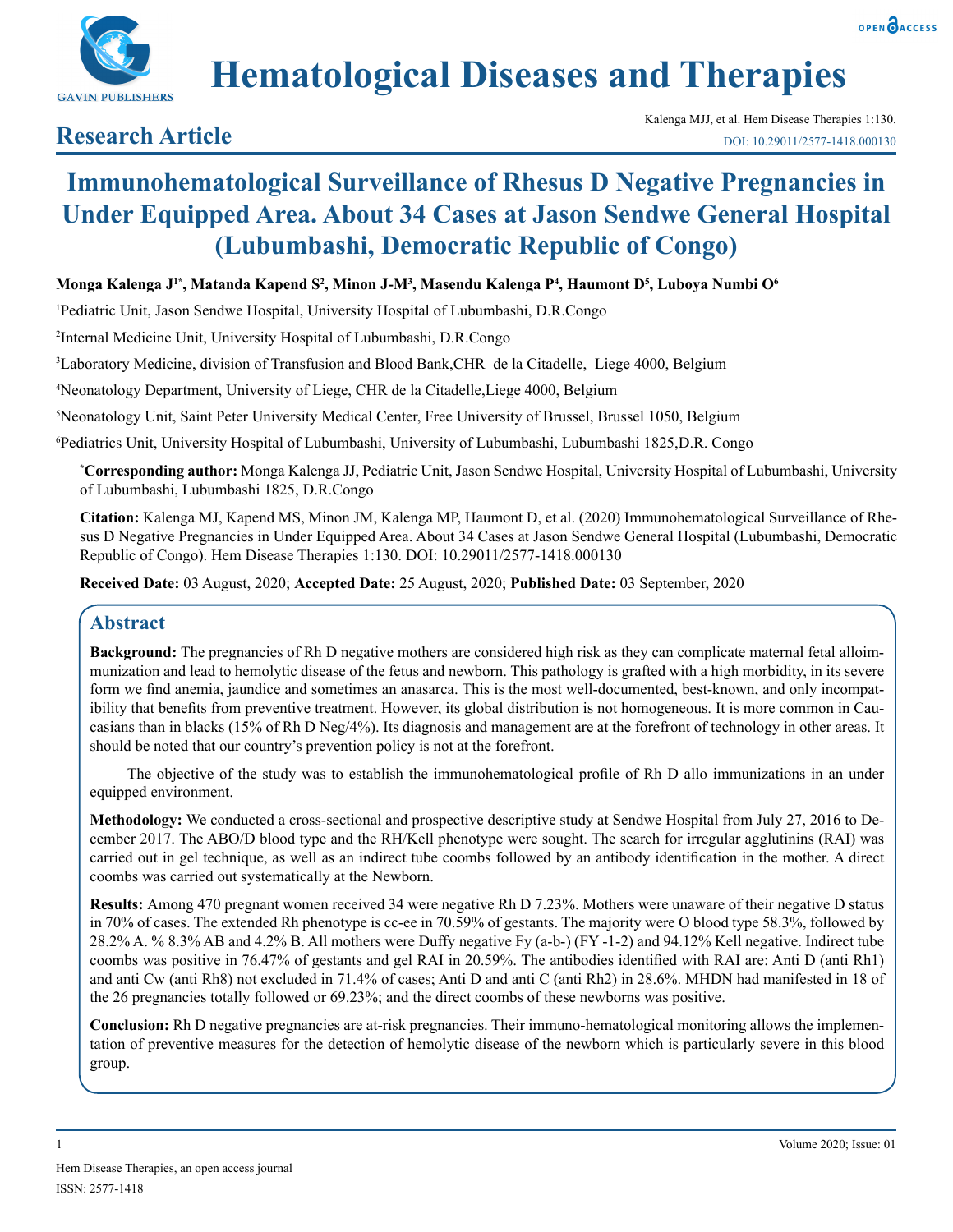# Hematological Diseases and Therapies

## Research Article

# Immunohematological Surveillance of Rhesus D Negative Pregnancies in Under Equipped Area. About 34 Cases at Jason Sendwe General Hospital (Lubumbashi, Democratic Republic of Congo)

**Monga Kalenga J[1*], Matanda Kapend S[2], Minon J-M[3], Masendu Kalenga P[4], Haumont D[5], Luboya Numbi O[6]**

[1]Pediatric Unit, Jason Sendwe Hospital, University Hospital of Lubumbashi, D.R.Congo

[2]Internal Medicine Unit, University Hospital of Lubumbashi, D.R.Congo

[3]Laboratory Medicine, division of Transfusion and Blood Bank,CHR de la Citadelle, Liege 4000, Belgium

[4]Neonatology Department, University of Liege, CHR de la Citadelle,Liege 4000, Belgium

[5]Neonatology Unit, Saint Peter University Medical Center, Free University of Brussel, Brussel 1050, Belgium

[6]Pediatrics Unit, University Hospital of Lubumbashi, University of Lubumbashi, Lubumbashi 1825,D.R. Congo

**[*]Corresponding author:** Monga Kalenga JJ, Pediatric Unit, Jason Sendwe Hospital, University Hospital of Lubumbashi, University of Lubumbashi, Lubumbashi 1825, D.R.Congo

**Citation:** Kalenga MJ, Kapend MS, Minon JM, Kalenga MP, Haumont D, et al. (2020) Immunohematological Surveillance of Rhesus D Negative Pregnancies in Under Equipped Area. About 34 Cases at Jason Sendwe General Hospital (Lubumbashi, Democratic Republic of Congo). Hem Disease Therapies 1:130. DOI: 10.29011/2577-1418.000130

**Received Date:** 03 August, 2020; **Accepted Date:** 25 August, 2020; **Published Date:** 03 September, 2020

## Abstract

**Background:** The pregnancies of Rh D negative mothers are considered high risk as they can complicate maternal fetal alloimmunization and lead to hemolytic disease of the fetus and newborn. This pathology is grafted with a high morbidity, in its severe form we find anemia, jaundice and sometimes an anasarca. This is the most well-documented, best-known, and only incompatibility that benefits from preventive treatment. However, its global distribution is not homogeneous. It is more common in Caucasians than in blacks (15% of Rh D Neg/4%). Its diagnosis and management are at the forefront of technology in other areas. It should be noted that our country's prevention policy is not at the forefront.

The objective of the study was to establish the immunohematological profile of Rh D allo immunizations in an under equipped environment.

**Methodology:** We conducted a cross-sectional and prospective descriptive study at Sendwe Hospital from July 27, 2016 to December 2017. The ABO/D blood type and the RH/Kell phenotype were sought. The search for irregular agglutinins (RAI) was carried out in gel technique, as well as an indirect tube coombs followed by an antibody identification in the mother. A direct coombs was carried out systematically at the Newborn.

**Results:** Among 470 pregnant women received 34 were negative Rh D 7.23%. Mothers were unaware of their negative D status in 70% of cases. The extended Rh phenotype is cc-ee in 70.59% of gestants. The majority were O blood type 58.3%, followed by 28.2% A. % 8.3% AB and 4.2% B. All mothers were Duffy negative Fy (a-b-) (FY -1-2) and 94.12% Kell negative. Indirect tube coombs was positive in 76.47% of gestants and gel RAI in 20.59%. The antibodies identified with RAI are: Anti D (anti Rh1) and anti Cw (anti Rh8) not excluded in 71.4% of cases; Anti D and anti C (anti Rh2) in 28.6%. MHDN had manifested in 18 of the 26 pregnancies totally followed or 69.23%; and the direct coombs of these newborns was positive.

**Conclusion:** Rh D negative pregnancies are at-risk pregnancies. Their immuno-hematological monitoring allows the implementation of preventive measures for the detection of hemolytic disease of the newborn which is particularly severe in this blood group.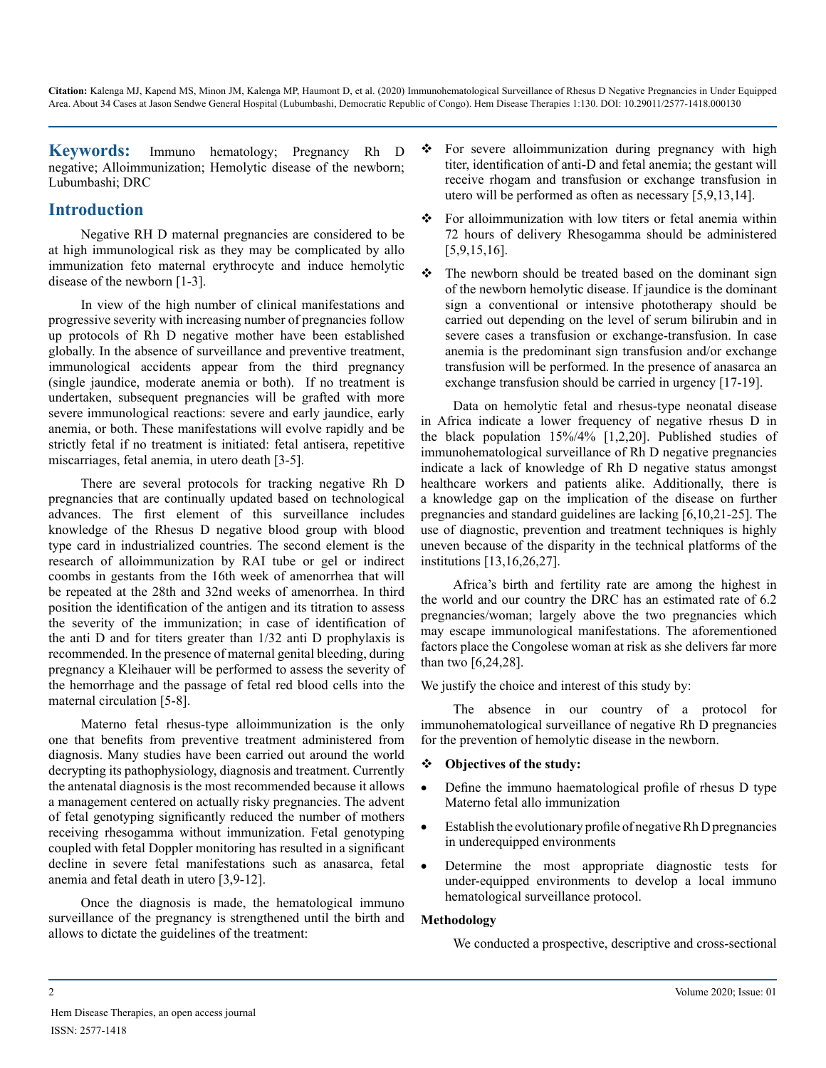**Citation:** Kalenga MJ, Kapend MS, Minon JM, Kalenga MP, Haumont D, et al. (2020) Immunohematological Surveillance of Rhesus D Negative Pregnancies in Under Equipped Area. About 34 Cases at Jason Sendwe General Hospital (Lubumbashi, Democratic Republic of Congo). Hem Disease Therapies 1:130. DOI: 10.29011/2577-1418.000130

**Keywords:** Immuno hematology; Pregnancy Rh D negative; Alloimmunization; Hemolytic disease of the newborn; Lubumbashi; DRC

## Introduction

Negative RH D maternal pregnancies are considered to be at high immunological risk as they may be complicated by allo immunization feto maternal erythrocyte and induce hemolytic disease of the newborn [1-3].

In view of the high number of clinical manifestations and progressive severity with increasing number of pregnancies follow up protocols of Rh D negative mother have been established globally. In the absence of surveillance and preventive treatment, immunological accidents appear from the third pregnancy (single jaundice, moderate anemia or both). If no treatment is undertaken, subsequent pregnancies will be grafted with more severe immunological reactions: severe and early jaundice, early anemia, or both. These manifestations will evolve rapidly and be strictly fetal if no treatment is initiated: fetal antisera, repetitive miscarriages, fetal anemia, in utero death [3-5].

There are several protocols for tracking negative Rh D pregnancies that are continually updated based on technological advances. The first element of this surveillance includes knowledge of the Rhesus D negative blood group with blood type card in industrialized countries. The second element is the research of alloimmunization by RAI tube or gel or indirect coombs in gestants from the 16th week of amenorrhea that will be repeated at the 28th and 32nd weeks of amenorrhea. In third position the identification of the antigen and its titration to assess the severity of the immunization; in case of identification of the anti D and for titers greater than 1/32 anti D prophylaxis is recommended. In the presence of maternal genital bleeding, during pregnancy a Kleihauer will be performed to assess the severity of the hemorrhage and the passage of fetal red blood cells into the maternal circulation [5-8].

Materno fetal rhesus-type alloimmunization is the only one that benefits from preventive treatment administered from diagnosis. Many studies have been carried out around the world decrypting its pathophysiology, diagnosis and treatment. Currently the antenatal diagnosis is the most recommended because it allows a management centered on actually risky pregnancies. The advent of fetal genotyping significantly reduced the number of mothers receiving rhesogamma without immunization. Fetal genotyping coupled with fetal Doppler monitoring has resulted in a significant decline in severe fetal manifestations such as anasarca, fetal anemia and fetal death in utero [3,9-12].

Once the diagnosis is made, the hematological immuno surveillance of the pregnancy is strengthened until the birth and allows to dictate the guidelines of the treatment:

- For severe alloimmunization during pregnancy with high titer, identification of anti-D and fetal anemia; the gestant will receive rhogam and transfusion or exchange transfusion in utero will be performed as often as necessary [5,9,13,14].
- For alloimmunization with low titers or fetal anemia within 72 hours of delivery Rhesogamma should be administered [5,9,15,16].
- The newborn should be treated based on the dominant sign of the newborn hemolytic disease. If jaundice is the dominant sign a conventional or intensive phototherapy should be carried out depending on the level of serum bilirubin and in severe cases a transfusion or exchange-transfusion. In case anemia is the predominant sign transfusion and/or exchange transfusion will be performed. In the presence of anasarca an exchange transfusion should be carried in urgency [17-19].

Data on hemolytic fetal and rhesus-type neonatal disease in Africa indicate a lower frequency of negative rhesus D in the black population 15%/4% [1,2,20]. Published studies of immunohematological surveillance of Rh D negative pregnancies indicate a lack of knowledge of Rh D negative status amongst healthcare workers and patients alike. Additionally, there is a knowledge gap on the implication of the disease on further pregnancies and standard guidelines are lacking [6,10,21-25]. The use of diagnostic, prevention and treatment techniques is highly uneven because of the disparity in the technical platforms of the institutions [13,16,26,27].

Africa's birth and fertility rate are among the highest in the world and our country the DRC has an estimated rate of 6.2 pregnancies/woman; largely above the two pregnancies which may escape immunological manifestations. The aforementioned factors place the Congolese woman at risk as she delivers far more than two [6,24,28].

We justify the choice and interest of this study by:

The absence in our country of a protocol for immunohematological surveillance of negative Rh D pregnancies for the prevention of hemolytic disease in the newborn.

- **Objectives of the study:**
  - Define the immuno haematological profile of rhesus D type Materno fetal allo immunization
  - Establish the evolutionary profile of negative Rh D pregnancies in underequipped environments
  - Determine the most appropriate diagnostic tests for under-equipped environments to develop a local immuno hematological surveillance protocol.

**Methodology**

We conducted a prospective, descriptive and cross-sectional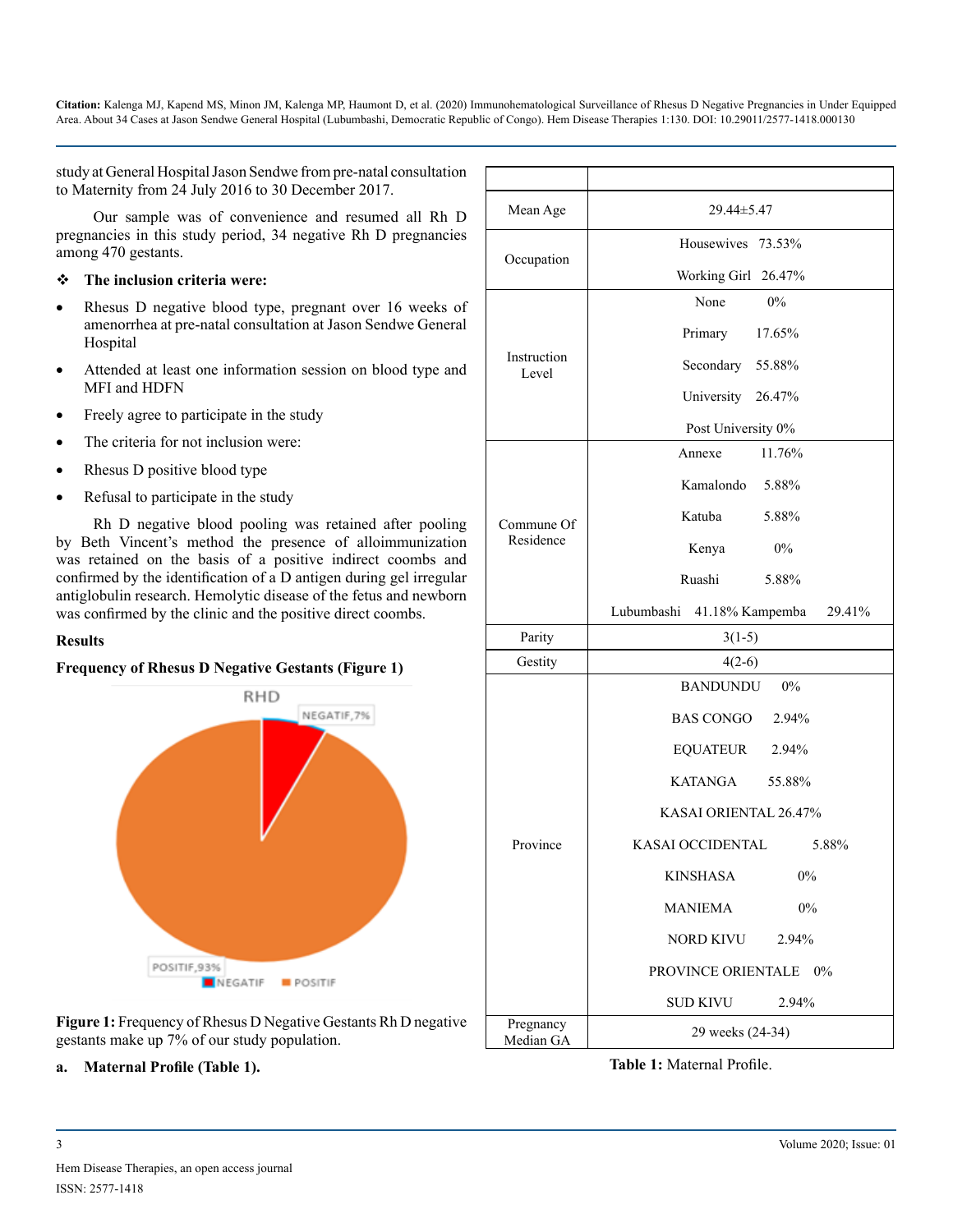study at General Hospital Jason Sendwe from pre-natal consultation to Maternity from 24 July 2016 to 30 December 2017.

Our sample was of convenience and resumed all Rh D pregnancies in this study period, 34 negative Rh D pregnancies among 470 gestants.

❖ **The inclusion criteria were:**

- Rhesus D negative blood type, pregnant over 16 weeks of amenorrhea at pre-natal consultation at Jason Sendwe General Hospital
- Attended at least one information session on blood type and MFI and HDFN
- Freely agree to participate in the study
- The criteria for not inclusion were:
- Rhesus D positive blood type
- Refusal to participate in the study

Rh D negative blood pooling was retained after pooling by Beth Vincent's method the presence of alloimmunization was retained on the basis of a positive indirect coombs and confirmed by the identification of a D antigen during gel irregular antiglobulin research. Hemolytic disease of the fetus and newborn was confirmed by the clinic and the positive direct coombs.

## Results

### Frequency of Rhesus D Negative Gestants (Figure 1)

**Figure 1:** Frequency of Rhesus D Negative Gestants Rh D negative gestants make up 7% of our study population.

**a. Maternal Profile (Table 1).**

| | |
|---|---|
| Mean Age | 29.44±5.47 |
| Occupation | Housewives 73.53%<br>Working Girl 26.47% |
| Instruction Level | None 0%<br>Primary 17.65%<br>Secondary 55.88%<br>University 26.47%<br>Post University 0% |
| Commune Of Residence | Annexe 11.76%<br>Kamalondo 5.88%<br>Katuba 5.88%<br>Kenya 0%<br>Ruashi 5.88%<br>Lubumbashi 41.18% Kampemba 29.41% |
| Parity | 3(1-5) |
| Gestity | 4(2-6) |
| Province | BANDUNDU 0%<br>BAS CONGO 2.94%<br>EQUATEUR 2.94%<br>KATANGA 55.88%<br>KASAI ORIENTAL 26.47%<br>KASAI OCCIDENTAL 5.88%<br>KINSHASA 0%<br>MANIEMA 0%<br>NORD KIVU 2.94%<br>PROVINCE ORIENTALE 0%<br>SUD KIVU 2.94% |
| Pregnancy Median GA | 29 weeks (24-34) |

**Table 1:** Maternal Profile.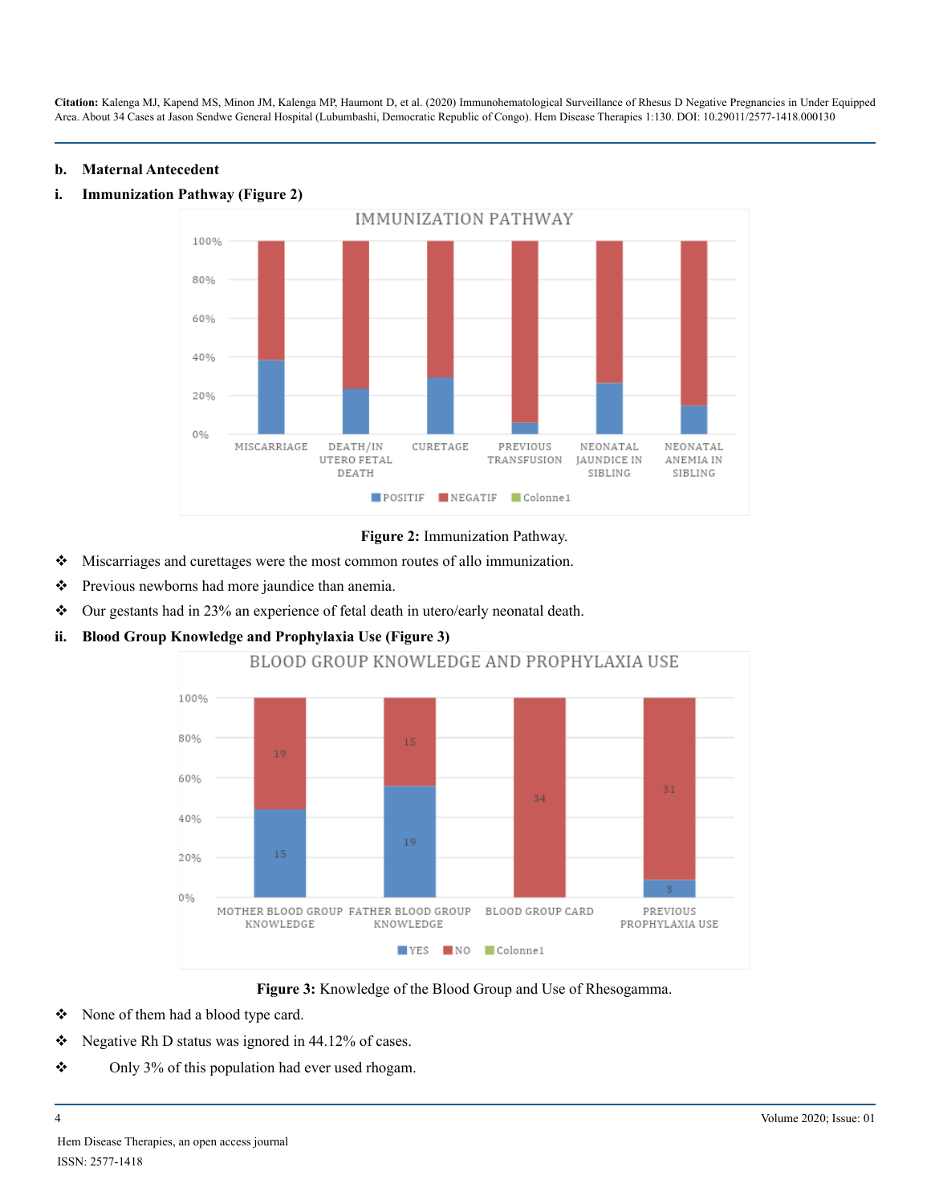b. **Maternal Antecedent**

i. **Immunization Pathway (Figure 2)**

**Figure 2:** Immunization Pathway.

- Miscarriages and curettages were the most common routes of allo immunization.
- Previous newborns had more jaundice than anemia.
- Our gestants had in 23% an experience of fetal death in utero/early neonatal death.

ii. **Blood Group Knowledge and Prophylaxia Use (Figure 3)**

**Figure 3:** Knowledge of the Blood Group and Use of Rhesogamma.

- None of them had a blood type card.
- Negative Rh D status was ignored in 44.12% of cases.
- Only 3% of this population had ever used rhogam.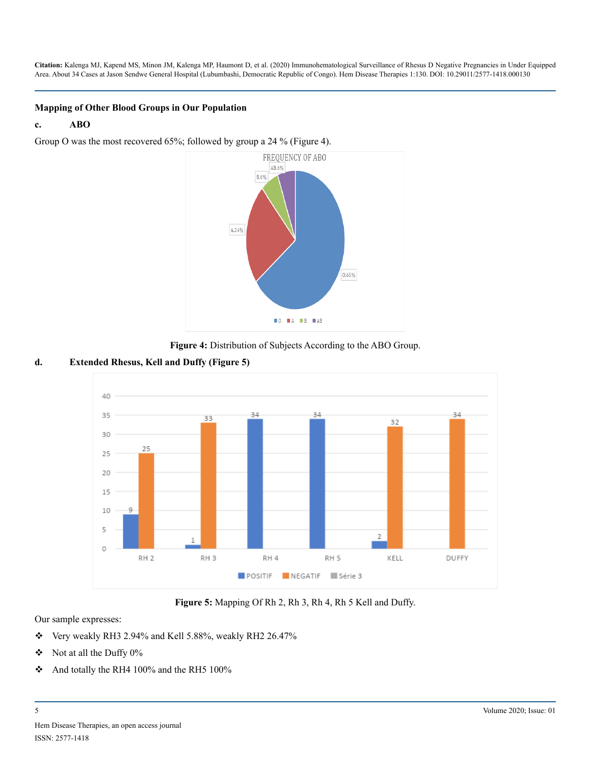### Mapping of Other Blood Groups in Our Population

**c. ABO**

Group O was the most recovered 65%; followed by group a 24 % (Figure 4).

**Figure 4:** Distribution of Subjects According to the ABO Group.

**d. Extended Rhesus, Kell and Duffy (Figure 5)**

**Figure 5:** Mapping Of Rh 2, Rh 3, Rh 4, Rh 5 Kell and Duffy.

Our sample expresses:

- Very weakly RH3 2.94% and Kell 5.88%, weakly RH2 26.47%
- Not at all the Duffy 0%
- And totally the RH4 100% and the RH5 100%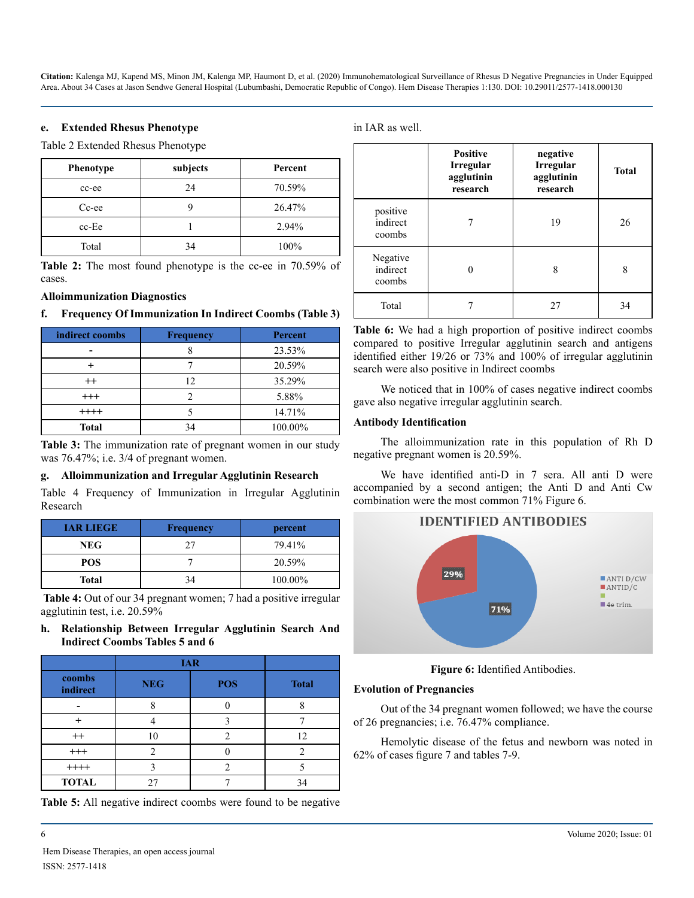#### e. Extended Rhesus Phenotype

Table 2 Extended Rhesus Phenotype

| Phenotype | subjects | Percent |
|---|---|---|
| cc-ee | 24 | 70.59% |
| Cc-ee | 9 | 26.47% |
| cc-Ee | 1 | 2.94% |
| Total | 34 | 100% |

**Table 2:** The most found phenotype is the cc-ee in 70.59% of cases.

**Alloimmunization Diagnostics**

#### f. Frequency Of Immunization In Indirect Coombs (Table 3)

| indirect coombs | Frequency | Percent |
|---|---|---|
| - | 8 | 23.53% |
| + | 7 | 20.59% |
| ++ | 12 | 35.29% |
| +++ | 2 | 5.88% |
| ++++ | 5 | 14.71% |
| **Total** | 34 | 100.00% |

**Table 3:** The immunization rate of pregnant women in our study was 76.47%; i.e. 3/4 of pregnant women.

#### g. Alloimmunization and Irregular Agglutinin Research

Table 4 Frequency of Immunization in Irregular Agglutinin Research

| IAR LIEGE | Frequency | percent |
|---|---|---|
| **NEG** | 27 | 79.41% |
| **POS** | 7 | 20.59% |
| **Total** | 34 | 100.00% |

**Table 4:** Out of our 34 pregnant women; 7 had a positive irregular agglutinin test, i.e. 20.59%

#### h. Relationship Between Irregular Agglutinin Search And Indirect Coombs Tables 5 and 6

| | IAR | | |
|---|---|---|---|
| **coombs indirect** | **NEG** | **POS** | **Total** |
| - | 8 | 0 | 8 |
| + | 4 | 3 | 7 |
| ++ | 10 | 2 | 12 |
| +++ | 2 | 0 | 2 |
| ++++ | 3 | 2 | 5 |
| **TOTAL** | 27 | 7 | 34 |

**Table 5:** All negative indirect coombs were found to be negative in IAR as well.

| | Positive Irregular agglutinin research | negative Irregular agglutinin research | Total |
|---|---|---|---|
| positive indirect coombs | 7 | 19 | 26 |
| Negative indirect coombs | 0 | 8 | 8 |
| Total | 7 | 27 | 34 |

**Table 6:** We had a high proportion of positive indirect coombs compared to positive Irregular agglutinin search and antigens identified either 19/26 or 73% and 100% of irregular agglutinin search were also positive in Indirect coombs

We noticed that in 100% of cases negative indirect coombs gave also negative irregular agglutinin search.

**Antibody Identification**

The alloimmunization rate in this population of Rh D negative pregnant women is 20.59%.

We have identified anti-D in 7 sera. All anti D were accompanied by a second antigen; the Anti D and Anti Cw combination were the most common 71% Figure 6.

**Figure 6:** Identified Antibodies.

**Evolution of Pregnancies**

Out of the 34 pregnant women followed; we have the course of 26 pregnancies; i.e. 76.47% compliance.

Hemolytic disease of the fetus and newborn was noted in 62% of cases figure 7 and tables 7-9.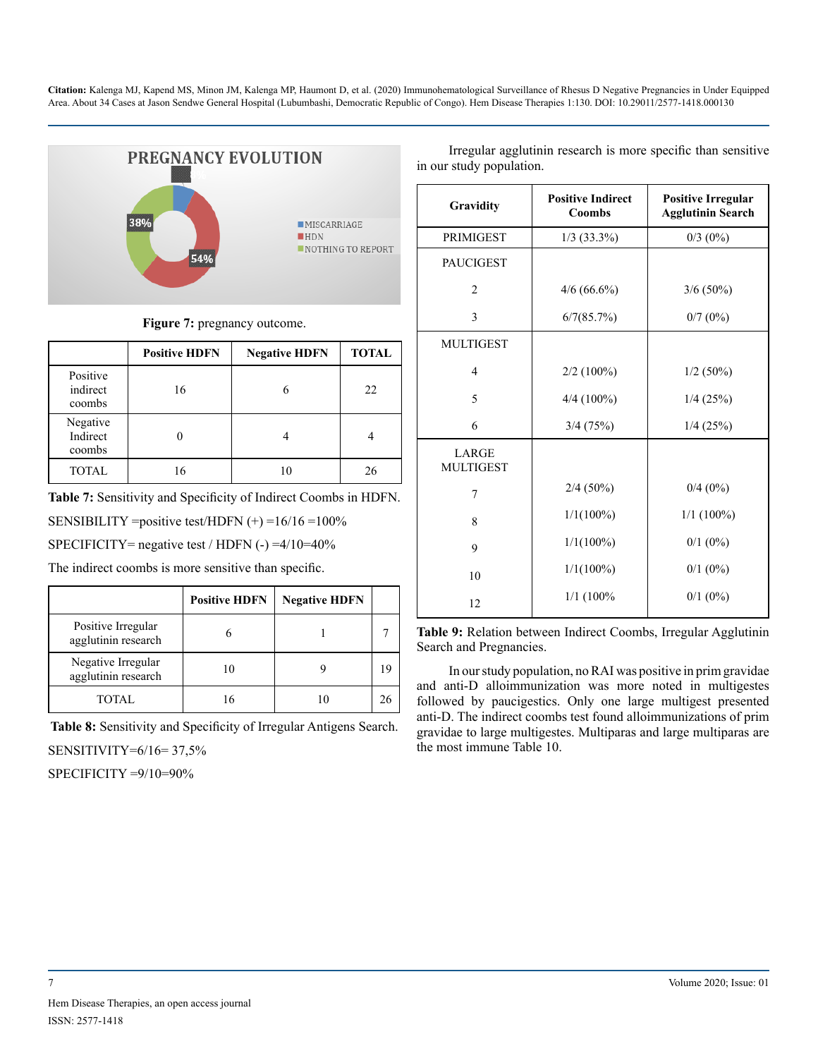Figure 7: pregnancy outcome.

| | Positive HDFN | Negative HDFN | TOTAL |
|---|---|---|---|
| Positive indirect coombs | 16 | 6 | 22 |
| Negative Indirect coombs | 0 | 4 | 4 |
| TOTAL | 16 | 10 | 26 |

**Table 7:** Sensitivity and Specificity of Indirect Coombs in HDFN.

SENSIBILITY =positive test/HDFN (+) =16/16 =100%

SPECIFICITY= negative test / HDFN (-) =4/10=40%

The indirect coombs is more sensitive than specific.

| | Positive HDFN | Negative HDFN | |
|---|---|---|---|
| Positive Irregular agglutinin research | 6 | 1 | 7 |
| Negative Irregular agglutinin research | 10 | 9 | 19 |
| TOTAL | 16 | 10 | 26 |

**Table 8:** Sensitivity and Specificity of Irregular Antigens Search.

SENSITIVITY=6/16= 37,5%

SPECIFICITY =9/10=90%

Irregular agglutinin research is more specific than sensitive in our study population.

| Gravidity | Positive Indirect Coombs | Positive Irregular Agglutinin Search |
|---|---|---|
| PRIMIGEST | 1/3 (33.3%) | 0/3 (0%) |
| PAUCIGEST | | |
| 2 | 4/6 (66.6%) | 3/6 (50%) |
| 3 | 6/7(85.7%) | 0/7 (0%) |
| MULTIGEST | | |
| 4 | 2/2 (100%) | 1/2 (50%) |
| 5 | 4/4 (100%) | 1/4 (25%) |
| 6 | 3/4 (75%) | 1/4 (25%) |
| LARGE MULTIGEST | | |
| 7 | 2/4 (50%) | 0/4 (0%) |
| 8 | 1/1(100%) | 1/1 (100%) |
| 9 | 1/1(100%) | 0/1 (0%) |
| 10 | 1/1(100%) | 0/1 (0%) |
| 12 | 1/1 (100% | 0/1 (0%) |

**Table 9:** Relation between Indirect Coombs, Irregular Agglutinin Search and Pregnancies.

In our study population, no RAI was positive in prim gravidae and anti-D alloimmunization was more noted in multigestes followed by paucigestics. Only one large multigest presented anti-D. The indirect coombs test found alloimmunizations of prim gravidae to large multigestes. Multiparas and large multiparas are the most immune Table 10.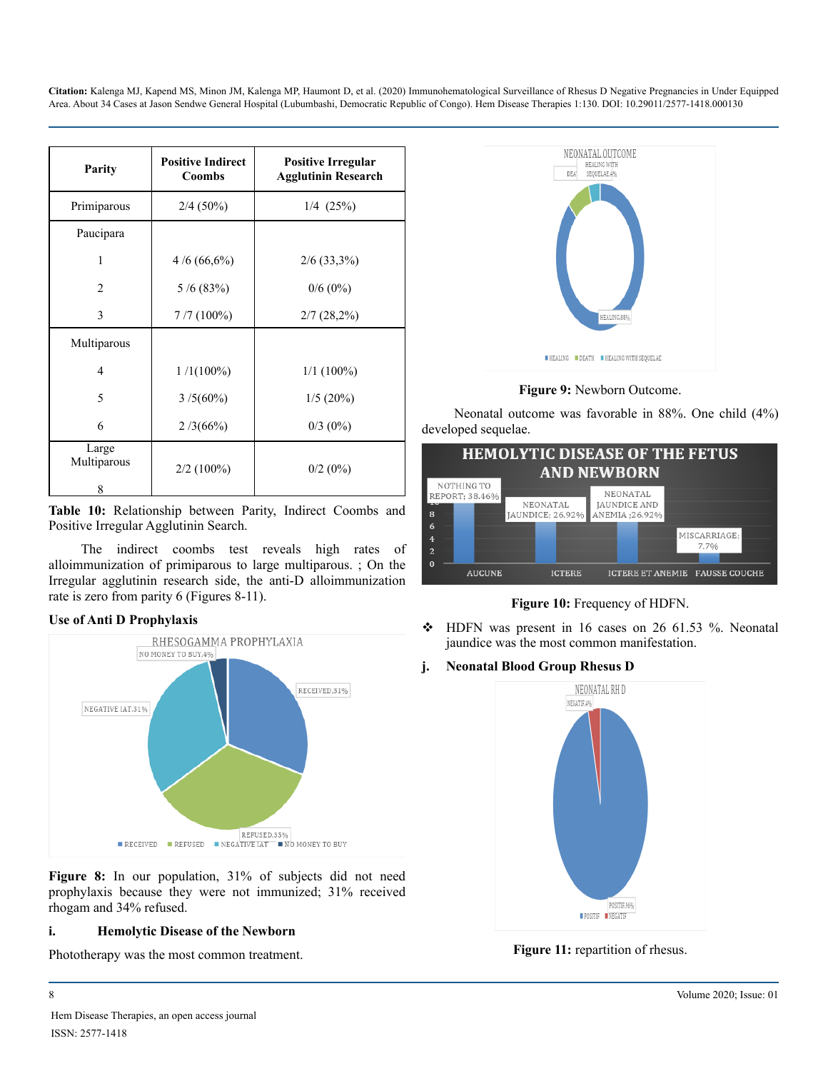| Parity | Positive Indirect Coombs | Positive Irregular Agglutinin Research |
|---|---|---|
| Primiparous | 2/4 (50%) | 1/4 (25%) |
| Paucipara | | |
| 1 | 4 /6 (66,6%) | 2/6 (33,3%) |
| 2 | 5 /6 (83%) | 0/6 (0%) |
| 3 | 7 /7 (100%) | 2/7 (28,2%) |
| Multiparous | | |
| 4 | 1 /1(100%) | 1/1 (100%) |
| 5 | 3 /5(60%) | 1/5 (20%) |
| 6 | 2 /3(66%) | 0/3 (0%) |
| Large Multiparous 8 | 2/2 (100%) | 0/2 (0%) |

**Table 10:** Relationship between Parity, Indirect Coombs and Positive Irregular Agglutinin Search.

The indirect coombs test reveals high rates of alloimmunization of primiparous to large multiparous. ; On the Irregular agglutinin research side, the anti-D alloimmunization rate is zero from parity 6 (Figures 8-11).

**Use of Anti D Prophylaxis**

**Figure 8:** In our population, 31% of subjects did not need prophylaxis because they were not immunized; 31% received rhogam and 34% refused.

### i. Hemolytic Disease of the Newborn

Phototherapy was the most common treatment.

**Figure 9:** Newborn Outcome.

Neonatal outcome was favorable in 88%. One child (4%) developed sequelae.

**Figure 10:** Frequency of HDFN.

- HDFN was present in 16 cases on 26 61.53 %. Neonatal jaundice was the most common manifestation.

### j. Neonatal Blood Group Rhesus D

**Figure 11:** repartition of rhesus.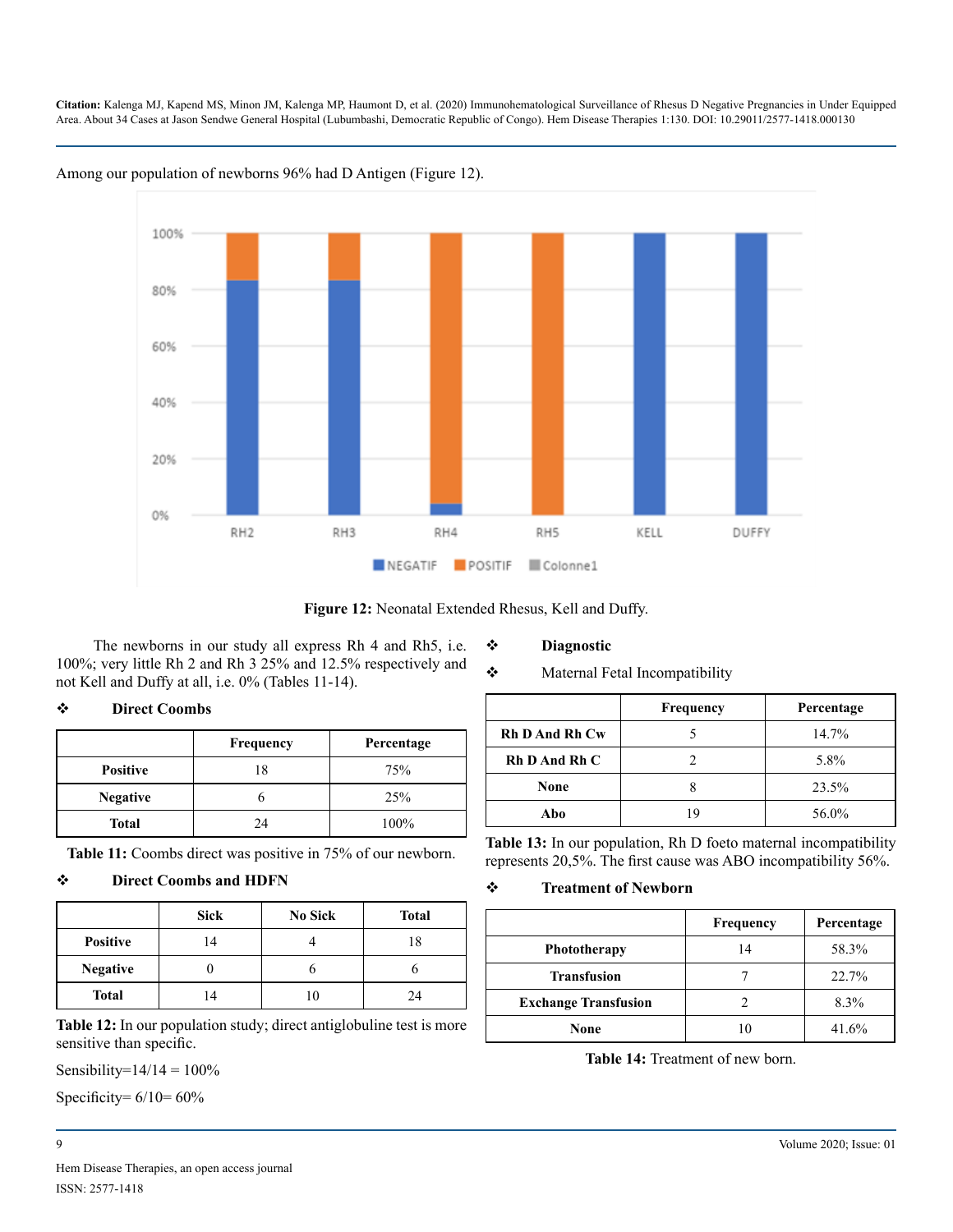Among our population of newborns 96% had D Antigen (Figure 12).

**Figure 12:** Neonatal Extended Rhesus, Kell and Duffy.

The newborns in our study all express Rh 4 and Rh5, i.e. 100%; very little Rh 2 and Rh 3 25% and 12.5% respectively and not Kell and Duffy at all, i.e. 0% (Tables 11-14).

❖ **Direct Coombs**

| | Frequency | Percentage |
|---|---|---|
| **Positive** | 18 | 75% |
| **Negative** | 6 | 25% |
| **Total** | 24 | 100% |

**Table 11:** Coombs direct was positive in 75% of our newborn.

❖ **Direct Coombs and HDFN**

| | Sick | No Sick | Total |
|---|---|---|---|
| **Positive** | 14 | 4 | 18 |
| **Negative** | 0 | 6 | 6 |
| **Total** | 14 | 10 | 24 |

**Table 12:** In our population study; direct antiglobuline test is more sensitive than specific.

Sensibility=14/14 = 100%

Specificity= 6/10= 60%

❖ **Diagnostic**

❖ Maternal Fetal Incompatibility

| | Frequency | Percentage |
|---|---|---|
| **Rh D And Rh Cw** | 5 | 14.7% |
| **Rh D And Rh C** | 2 | 5.8% |
| **None** | 8 | 23.5% |
| **Abo** | 19 | 56.0% |

**Table 13:** In our population, Rh D foeto maternal incompatibility represents 20,5%. The first cause was ABO incompatibility 56%.

❖ **Treatment of Newborn**

| | Frequency | Percentage |
|---|---|---|
| **Phototherapy** | 14 | 58.3% |
| **Transfusion** | 7 | 22.7% |
| **Exchange Transfusion** | 2 | 8.3% |
| **None** | 10 | 41.6% |

**Table 14:** Treatment of new born.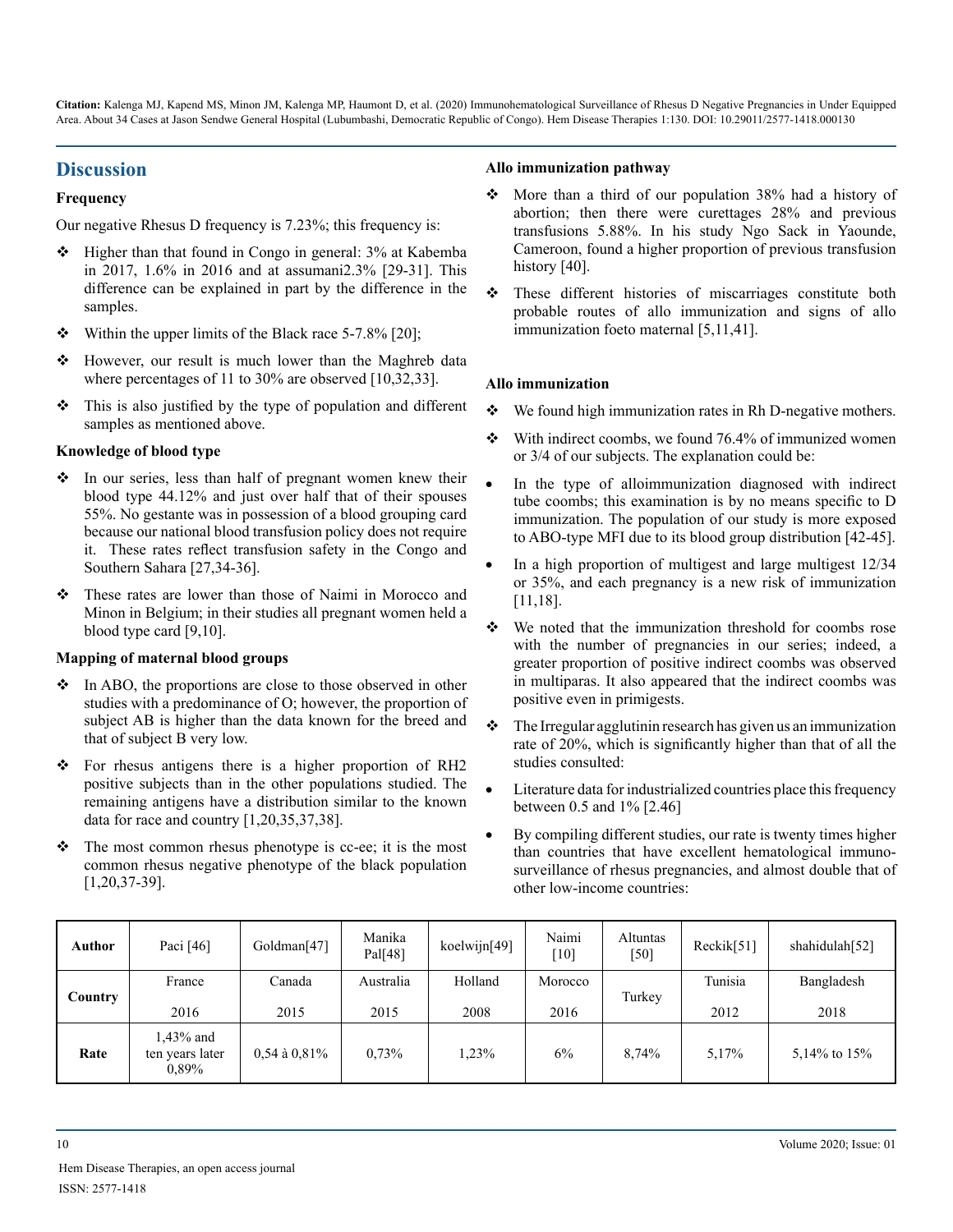## Discussion

### Frequency

Our negative Rhesus D frequency is 7.23%; this frequency is:

- Higher than that found in Congo in general: 3% at Kabemba in 2017, 1.6% in 2016 and at assumani2.3% [29-31]. This difference can be explained in part by the difference in the samples.
- Within the upper limits of the Black race 5-7.8% [20];
- However, our result is much lower than the Maghreb data where percentages of 11 to 30% are observed [10,32,33].
- This is also justified by the type of population and different samples as mentioned above.

### Knowledge of blood type

- In our series, less than half of pregnant women knew their blood type 44.12% and just over half that of their spouses 55%. No gestante was in possession of a blood grouping card because our national blood transfusion policy does not require it. These rates reflect transfusion safety in the Congo and Southern Sahara [27,34-36].
- These rates are lower than those of Naimi in Morocco and Minon in Belgium; in their studies all pregnant women held a blood type card [9,10].

### Mapping of maternal blood groups

- In ABO, the proportions are close to those observed in other studies with a predominance of O; however, the proportion of subject AB is higher than the data known for the breed and that of subject B very low.
- For rhesus antigens there is a higher proportion of RH2 positive subjects than in the other populations studied. The remaining antigens have a distribution similar to the known data for race and country [1,20,35,37,38].
- The most common rhesus phenotype is cc-ee; it is the most common rhesus negative phenotype of the black population [1,20,37-39].

### Allo immunization pathway

- More than a third of our population 38% had a history of abortion; then there were curettages 28% and previous transfusions 5.88%. In his study Ngo Sack in Yaounde, Cameroon, found a higher proportion of previous transfusion history [40].
- These different histories of miscarriages constitute both probable routes of allo immunization and signs of allo immunization foeto maternal [5,11,41].

### Allo immunization

- We found high immunization rates in Rh D-negative mothers.
- With indirect coombs, we found 76.4% of immunized women or 3/4 of our subjects. The explanation could be:
  - In the type of alloimmunization diagnosed with indirect tube coombs; this examination is by no means specific to D immunization. The population of our study is more exposed to ABO-type MFI due to its blood group distribution [42-45].
  - In a high proportion of multigest and large multigest 12/34 or 35%, and each pregnancy is a new risk of immunization [11,18].
- We noted that the immunization threshold for coombs rose with the number of pregnancies in our series; indeed, a greater proportion of positive indirect coombs was observed in multiparas. It also appeared that the indirect coombs was positive even in primigests.
- The Irregular agglutinin research has given us an immunization rate of 20%, which is significantly higher than that of all the studies consulted:
  - Literature data for industrialized countries place this frequency between 0.5 and 1% [2.46]
  - By compiling different studies, our rate is twenty times higher than countries that have excellent hematological immuno-surveillance of rhesus pregnancies, and almost double that of other low-income countries:

| Author | Paci [46] | Goldman[47] | Manika Pal[48] | koelwijn[49] | Naimi [10] | Altuntas [50] | Reckik[51] | shahidulah[52] |
|---|---|---|---|---|---|---|---|---|
| Country | France 2016 | Canada 2015 | Australia 2015 | Holland 2008 | Morocco 2016 | Turkey | Tunisia 2012 | Bangladesh 2018 |
| Rate | 1,43% and ten years later 0,89% | 0,54 à 0,81% | 0,73% | 1,23% | 6% | 8,74% | 5,17% | 5,14% to 15% |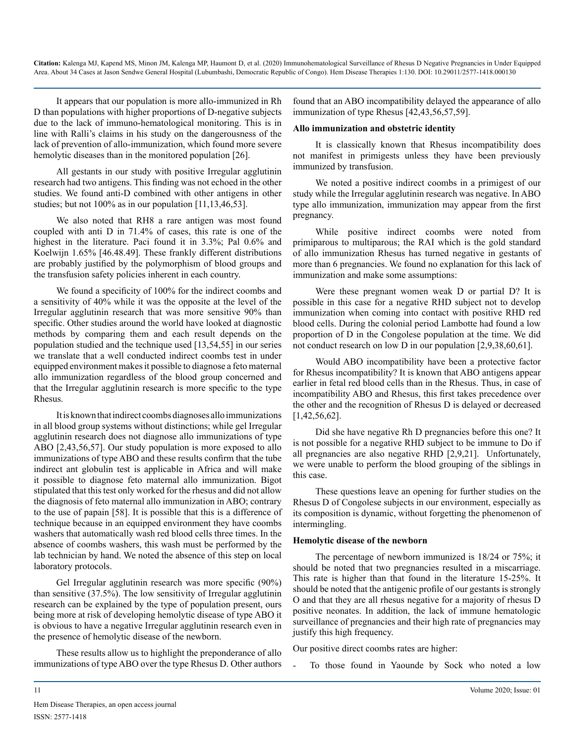It appears that our population is more allo-immunized in Rh D than populations with higher proportions of D-negative subjects due to the lack of immuno-hematological monitoring. This is in line with Ralli's claims in his study on the dangerousness of the lack of prevention of allo-immunization, which found more severe hemolytic diseases than in the monitored population [26].

All gestants in our study with positive Irregular agglutinin research had two antigens. This finding was not echoed in the other studies. We found anti-D combined with other antigens in other studies; but not 100% as in our population [11,13,46,53].

We also noted that RH8 a rare antigen was most found coupled with anti D in 71.4% of cases, this rate is one of the highest in the literature. Paci found it in 3.3%; Pal 0.6% and Koelwijn 1.65% [46.48.49]. These frankly different distributions are probably justified by the polymorphism of blood groups and the transfusion safety policies inherent in each country.

We found a specificity of 100% for the indirect coombs and a sensitivity of 40% while it was the opposite at the level of the Irregular agglutinin research that was more sensitive 90% than specific. Other studies around the world have looked at diagnostic methods by comparing them and each result depends on the population studied and the technique used [13,54,55] in our series we translate that a well conducted indirect coombs test in under equipped environment makes it possible to diagnose a feto maternal allo immunization regardless of the blood group concerned and that the Irregular agglutinin research is more specific to the type Rhesus.

It is known that indirect coombs diagnoses allo immunizations in all blood group systems without distinctions; while gel Irregular agglutinin research does not diagnose allo immunizations of type ABO [2,43,56,57]. Our study population is more exposed to allo immunizations of type ABO and these results confirm that the tube indirect ant globulin test is applicable in Africa and will make it possible to diagnose feto maternal allo immunization. Bigot stipulated that this test only worked for the rhesus and did not allow the diagnosis of feto maternal allo immunization in ABO; contrary to the use of papain [58]. It is possible that this is a difference of technique because in an equipped environment they have coombs washers that automatically wash red blood cells three times. In the absence of coombs washers, this wash must be performed by the lab technician by hand. We noted the absence of this step on local laboratory protocols.

Gel Irregular agglutinin research was more specific (90%) than sensitive (37.5%). The low sensitivity of Irregular agglutinin research can be explained by the type of population present, ours being more at risk of developing hemolytic disease of type ABO it is obvious to have a negative Irregular agglutinin research even in the presence of hemolytic disease of the newborn.

These results allow us to highlight the preponderance of allo immunizations of type ABO over the type Rhesus D. Other authors found that an ABO incompatibility delayed the appearance of allo immunization of type Rhesus [42,43,56,57,59].

**Allo immunization and obstetric identity**

It is classically known that Rhesus incompatibility does not manifest in primigests unless they have been previously immunized by transfusion.

We noted a positive indirect coombs in a primigest of our study while the Irregular agglutinin research was negative. In ABO type allo immunization, immunization may appear from the first pregnancy.

While positive indirect coombs were noted from primiparous to multiparous; the RAI which is the gold standard of allo immunization Rhesus has turned negative in gestants of more than 6 pregnancies. We found no explanation for this lack of immunization and make some assumptions:

Were these pregnant women weak D or partial D? It is possible in this case for a negative RHD subject not to develop immunization when coming into contact with positive RHD red blood cells. During the colonial period Lambotte had found a low proportion of D in the Congolese population at the time. We did not conduct research on low D in our population [2,9,38,60,61].

Would ABO incompatibility have been a protective factor for Rhesus incompatibility? It is known that ABO antigens appear earlier in fetal red blood cells than in the Rhesus. Thus, in case of incompatibility ABO and Rhesus, this first takes precedence over the other and the recognition of Rhesus D is delayed or decreased [1,42,56,62].

Did she have negative Rh D pregnancies before this one? It is not possible for a negative RHD subject to be immune to Do if all pregnancies are also negative RHD [2,9,21]. Unfortunately, we were unable to perform the blood grouping of the siblings in this case.

These questions leave an opening for further studies on the Rhesus D of Congolese subjects in our environment, especially as its composition is dynamic, without forgetting the phenomenon of intermingling.

**Hemolytic disease of the newborn**

The percentage of newborn immunized is 18/24 or 75%; it should be noted that two pregnancies resulted in a miscarriage. This rate is higher than that found in the literature 15-25%. It should be noted that the antigenic profile of our gestants is strongly O and that they are all rhesus negative for a majority of rhesus D positive neonates. In addition, the lack of immune hematologic surveillance of pregnancies and their high rate of pregnancies may justify this high frequency.

Our positive direct coombs rates are higher:

- To those found in Yaounde by Sock who noted a low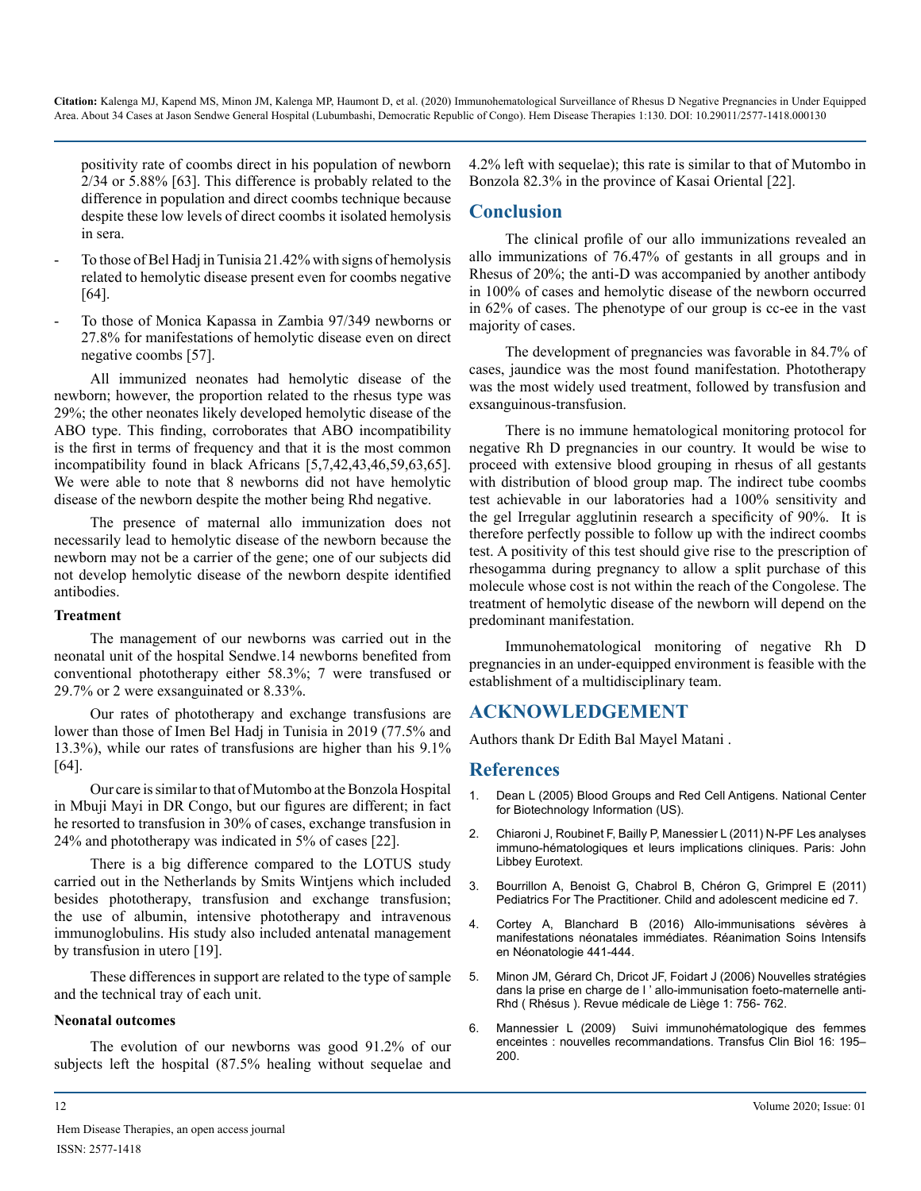positivity rate of coombs direct in his population of newborn 2/34 or 5.88% [63]. This difference is probably related to the difference in population and direct coombs technique because despite these low levels of direct coombs it isolated hemolysis in sera.

- To those of Bel Hadj in Tunisia 21.42% with signs of hemolysis related to hemolytic disease present even for coombs negative [64].
- To those of Monica Kapassa in Zambia 97/349 newborns or 27.8% for manifestations of hemolytic disease even on direct negative coombs [57].

All immunized neonates had hemolytic disease of the newborn; however, the proportion related to the rhesus type was 29%; the other neonates likely developed hemolytic disease of the ABO type. This finding, corroborates that ABO incompatibility is the first in terms of frequency and that it is the most common incompatibility found in black Africans [5,7,42,43,46,59,63,65]. We were able to note that 8 newborns did not have hemolytic disease of the newborn despite the mother being Rhd negative.

The presence of maternal allo immunization does not necessarily lead to hemolytic disease of the newborn because the newborn may not be a carrier of the gene; one of our subjects did not develop hemolytic disease of the newborn despite identified antibodies.

**Treatment**

The management of our newborns was carried out in the neonatal unit of the hospital Sendwe.14 newborns benefited from conventional phototherapy either 58.3%; 7 were transfused or 29.7% or 2 were exsanguinated or 8.33%.

Our rates of phototherapy and exchange transfusions are lower than those of Imen Bel Hadj in Tunisia in 2019 (77.5% and 13.3%), while our rates of transfusions are higher than his 9.1% [64].

Our care is similar to that of Mutombo at the Bonzola Hospital in Mbuji Mayi in DR Congo, but our figures are different; in fact he resorted to transfusion in 30% of cases, exchange transfusion in 24% and phototherapy was indicated in 5% of cases [22].

There is a big difference compared to the LOTUS study carried out in the Netherlands by Smits Wintjens which included besides phototherapy, transfusion and exchange transfusion; the use of albumin, intensive phototherapy and intravenous immunoglobulins. His study also included antenatal management by transfusion in utero [19].

These differences in support are related to the type of sample and the technical tray of each unit.

**Neonatal outcomes**

The evolution of our newborns was good 91.2% of our subjects left the hospital (87.5% healing without sequelae and 4.2% left with sequelae); this rate is similar to that of Mutombo in Bonzola 82.3% in the province of Kasai Oriental [22].

## Conclusion

The clinical profile of our allo immunizations revealed an allo immunizations of 76.47% of gestants in all groups and in Rhesus of 20%; the anti-D was accompanied by another antibody in 100% of cases and hemolytic disease of the newborn occurred in 62% of cases. The phenotype of our group is cc-ee in the vast majority of cases.

The development of pregnancies was favorable in 84.7% of cases, jaundice was the most found manifestation. Phototherapy was the most widely used treatment, followed by transfusion and exsanguinous-transfusion.

There is no immune hematological monitoring protocol for negative Rh D pregnancies in our country. It would be wise to proceed with extensive blood grouping in rhesus of all gestants with distribution of blood group map. The indirect tube coombs test achievable in our laboratories had a 100% sensitivity and the gel Irregular agglutinin research a specificity of 90%. It is therefore perfectly possible to follow up with the indirect coombs test. A positivity of this test should give rise to the prescription of rhesogamma during pregnancy to allow a split purchase of this molecule whose cost is not within the reach of the Congolese. The treatment of hemolytic disease of the newborn will depend on the predominant manifestation.

Immunohematological monitoring of negative Rh D pregnancies in an under-equipped environment is feasible with the establishment of a multidisciplinary team.

## ACKNOWLEDGEMENT

Authors thank Dr Edith Bal Mayel Matani .

## References

1. Dean L (2005) Blood Groups and Red Cell Antigens. National Center for Biotechnology Information (US).
2. Chiaroni J, Roubinet F, Bailly P, Manessier L (2011) N-PF Les analyses immuno-hématologiques et leurs implications cliniques. Paris: John Libbey Eurotext.
3. Bourrillon A, Benoist G, Chabrol B, Chéron G, Grimprel E (2011) Pediatrics For The Practitioner. Child and adolescent medicine ed 7.
4. Cortey A, Blanchard B (2016) Allo-immunisations sévères à manifestations néonatales immédiates. Réanimation Soins Intensifs en Néonatologie 441-444.
5. Minon JM, Gérard Ch, Dricot JF, Foidart J (2006) Nouvelles stratégies dans la prise en charge de l ' allo-immunisation foeto-maternelle anti-Rhd ( Rhésus ). Revue médicale de Liège 1: 756- 762.
6. Mannessier L (2009) Suivi immunohématologique des femmes enceintes : nouvelles recommandations. Transfus Clin Biol 16: 195–200.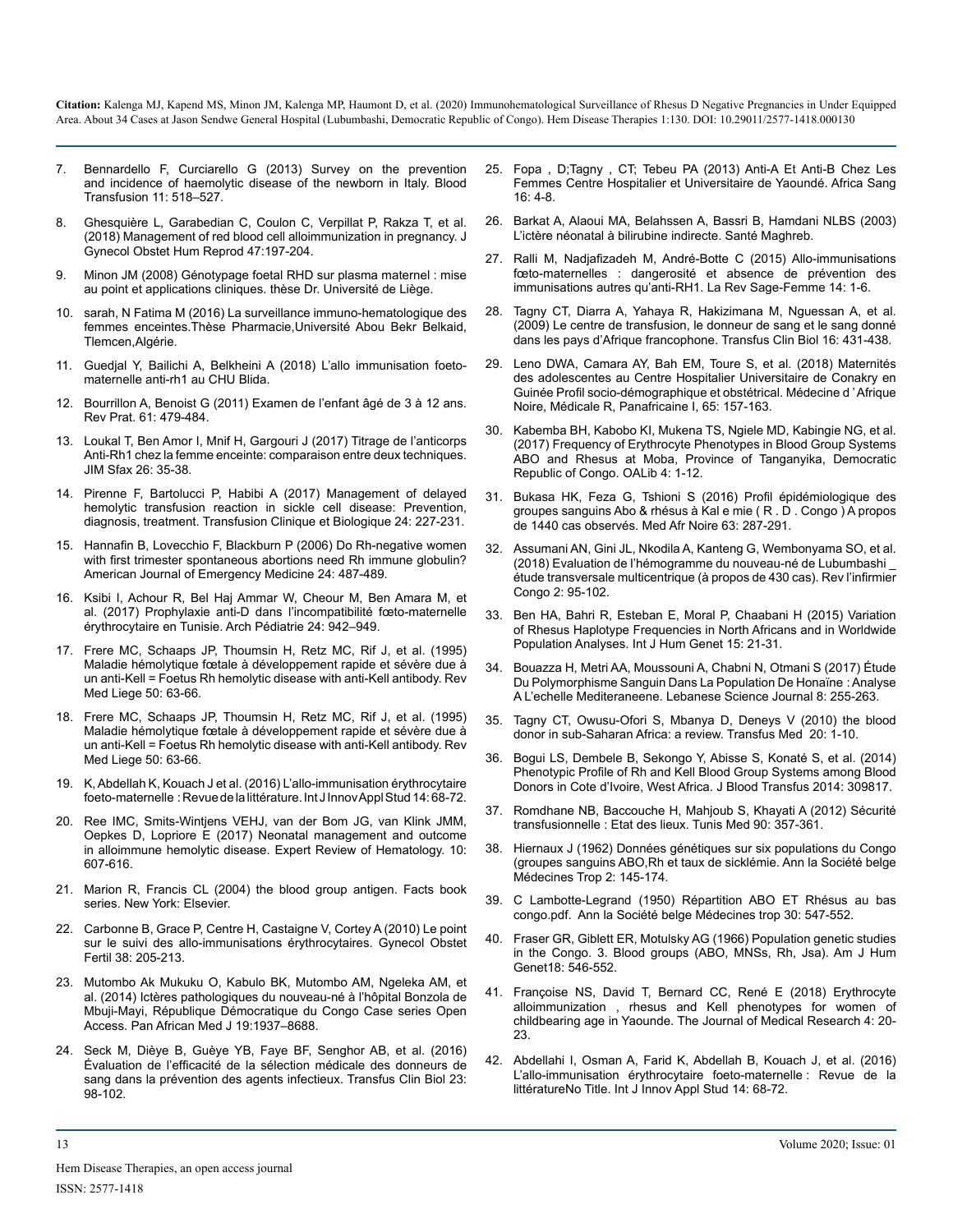7. Bennardello F, Curciarello G (2013) Survey on the prevention and incidence of haemolytic disease of the newborn in Italy. Blood Transfusion 11: 518–527.

8. Ghesquière L, Garabedian C, Coulon C, Verpillat P, Rakza T, et al. (2018) Management of red blood cell alloimmunization in pregnancy. J Gynecol Obstet Hum Reprod 47:197-204.

9. Minon JM (2008) Génotypage foetal RHD sur plasma maternel : mise au point et applications cliniques. thèse Dr. Université de Liège.

10. sarah, N Fatima M (2016) La surveillance immuno-hematologique des femmes enceintes.Thèse Pharmacie,Université Abou Bekr Belkaid, Tlemcen,Algérie.

11. Guedjal Y, Bailichi A, Belkheini A (2018) L'allo immunisation foeto-maternelle anti-rh1 au CHU Blida.

12. Bourrillon A, Benoist G (2011) Examen de l'enfant âgé de 3 à 12 ans. Rev Prat. 61: 479-484.

13. Loukal T, Ben Amor I, Mnif H, Gargouri J (2017) Titrage de l'anticorps Anti-Rh1 chez la femme enceinte: comparaison entre deux techniques. JIM Sfax 26: 35-38.

14. Pirenne F, Bartolucci P, Habibi A (2017) Management of delayed hemolytic transfusion reaction in sickle cell disease: Prevention, diagnosis, treatment. Transfusion Clinique et Biologique 24: 227-231.

15. Hannafin B, Lovecchio F, Blackburn P (2006) Do Rh-negative women with first trimester spontaneous abortions need Rh immune globulin? American Journal of Emergency Medicine 24: 487-489.

16. Ksibi I, Achour R, Bel Haj Ammar W, Cheour M, Ben Amara M, et al. (2017) Prophylaxie anti-D dans l'incompatibilité fœto-maternelle érythrocytaire en Tunisie. Arch Pédiatrie 24: 942–949.

17. Frere MC, Schaaps JP, Thoumsin H, Retz MC, Rif J, et al. (1995) Maladie hémolytique fœtale à développement rapide et sévère due à un anti-Kell = Foetus Rh hemolytic disease with anti-Kell antibody. Rev Med Liege 50: 63-66.

18. Frere MC, Schaaps JP, Thoumsin H, Retz MC, Rif J, et al. (1995) Maladie hémolytique fœtale à développement rapide et sévère due à un anti-Kell = Foetus Rh hemolytic disease with anti-Kell antibody. Rev Med Liege 50: 63-66.

19. K, Abdellah K, Kouach J et al. (2016) L'allo-immunisation érythrocytaire foeto-maternelle : Revue de la littérature. Int J Innov Appl Stud 14: 68-72.

20. Ree IMC, Smits-Wintjens VEHJ, van der Bom JG, van Klink JMM, Oepkes D, Lopriore E (2017) Neonatal management and outcome in alloimmune hemolytic disease. Expert Review of Hematology. 10: 607-616.

21. Marion R, Francis CL (2004) the blood group antigen. Facts book series. New York: Elsevier.

22. Carbonne B, Grace P, Centre H, Castaigne V, Cortey A (2010) Le point sur le suivi des allo-immunisations érythrocytaires. Gynecol Obstet Fertil 38: 205-213.

23. Mutombo Ak Mukuku O, Kabulo BK, Mutombo AM, Ngeleka AM, et al. (2014) Ictères pathologiques du nouveau-né à l'hôpital Bonzola de Mbuji-Mayi, République Démocratique du Congo Case series Open Access. Pan African Med J 19:1937–8688.

24. Seck M, Dièye B, Guèye YB, Faye BF, Senghor AB, et al. (2016) Évaluation de l'efficacité de la sélection médicale des donneurs de sang dans la prévention des agents infectieux. Transfus Clin Biol 23: 98-102.

25. Fopa , D;Tagny , CT; Tebeu PA (2013) Anti-A Et Anti-B Chez Les Femmes Centre Hospitalier et Universitaire de Yaoundé. Africa Sang 16: 4-8.

26. Barkat A, Alaoui MA, Belahssen A, Bassri B, Hamdani NLBS (2003) L'ictère néonatal à bilirubine indirecte. Santé Maghreb.

27. Ralli M, Nadjafizadeh M, André-Botte C (2015) Allo-immunisations fœto-maternelles : dangerosité et absence de prévention des immunisations autres qu'anti-RH1. La Rev Sage-Femme 14: 1-6.

28. Tagny CT, Diarra A, Yahaya R, Hakizimana M, Nguessan A, et al. (2009) Le centre de transfusion, le donneur de sang et le sang donné dans les pays d'Afrique francophone. Transfus Clin Biol 16: 431-438.

29. Leno DWA, Camara AY, Bah EM, Toure S, et al. (2018) Maternités des adolescentes au Centre Hospitalier Universitaire de Conakry en Guinée Profil socio-démographique et obstétrical. Médecine d ' Afrique Noire, Médicale R, Panafricaine I, 65: 157-163.

30. Kabemba BH, Kabobo KI, Mukena TS, Ngiele MD, Kabingie NG, et al. (2017) Frequency of Erythrocyte Phenotypes in Blood Group Systems ABO and Rhesus at Moba, Province of Tanganyika, Democratic Republic of Congo. OALib 4: 1-12.

31. Bukasa HK, Feza G, Tshioni S (2016) Profil épidémiologique des groupes sanguins Abo & rhésus à Kal e mie ( R . D . Congo ) A propos de 1440 cas observés. Med Afr Noire 63: 287-291.

32. Assumani AN, Gini JL, Nkodila A, Kanteng G, Wembonyama SO, et al. (2018) Evaluation de l'hémogramme du nouveau-né de Lubumbashi _ étude transversale multicentrique (à propos de 430 cas). Rev l'infirmier Congo 2: 95-102.

33. Ben HA, Bahri R, Esteban E, Moral P, Chaabani H (2015) Variation of Rhesus Haplotype Frequencies in North Africans and in Worldwide Population Analyses. Int J Hum Genet 15: 21-31.

34. Bouazza H, Metri AA, Moussouni A, Chabni N, Otmani S (2017) Étude Du Polymorphisme Sanguin Dans La Population De Honaïne : Analyse A L'echelle Mediteraneene. Lebanese Science Journal 8: 255-263.

35. Tagny CT, Owusu-Ofori S, Mbanya D, Deneys V (2010) the blood donor in sub-Saharan Africa: a review. Transfus Med 20: 1-10.

36. Bogui LS, Dembele B, Sekongo Y, Abisse S, Konaté S, et al. (2014) Phenotypic Profile of Rh and Kell Blood Group Systems among Blood Donors in Cote d'Ivoire, West Africa. J Blood Transfus 2014: 309817.

37. Romdhane NB, Baccouche H, Mahjoub S, Khayati A (2012) Sécurité transfusionnelle : Etat des lieux. Tunis Med 90: 357-361.

38. Hiernaux J (1962) Données génétiques sur six populations du Congo (groupes sanguins ABO,Rh et taux de sicklémie. Ann la Société belge Médecines Trop 2: 145-174.

39. C Lambotte-Legrand (1950) Répartition ABO ET Rhésus au bas congo.pdf. Ann la Société belge Médecines trop 30: 547-552.

40. Fraser GR, Giblett ER, Motulsky AG (1966) Population genetic studies in the Congo. 3. Blood groups (ABO, MNSs, Rh, Jsa). Am J Hum Genet18: 546-552.

41. Françoise NS, David T, Bernard CC, René E (2018) Erythrocyte alloimmunization , rhesus and Kell phenotypes for women of childbearing age in Yaounde. The Journal of Medical Research 4: 20-23.

42. Abdellahi I, Osman A, Farid K, Abdellah B, Kouach J, et al. (2016) L'allo-immunisation érythrocytaire foeto-maternelle : Revue de la littératureNo Title. Int J Innov Appl Stud 14: 68-72.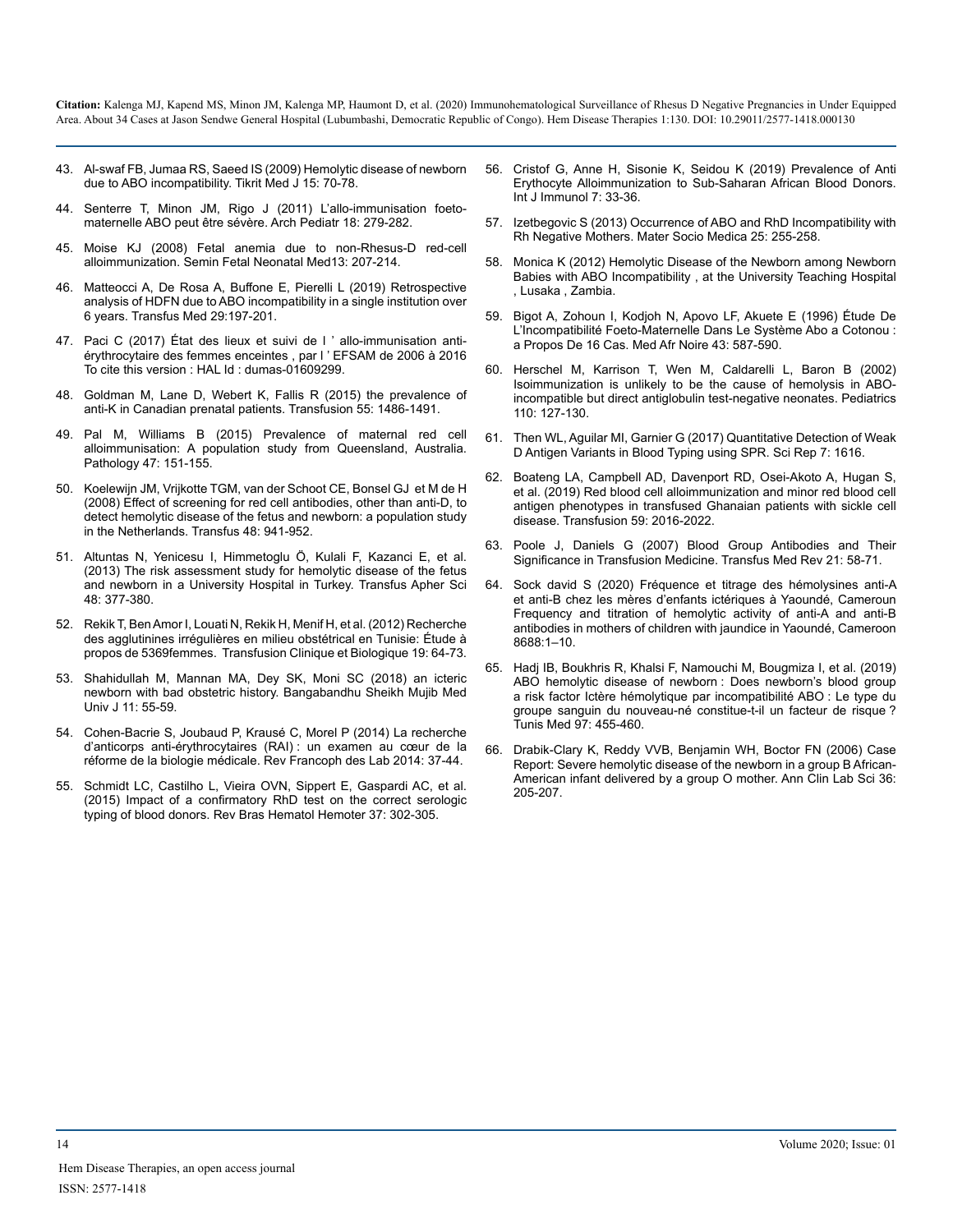43. Al-swaf FB, Jumaa RS, Saeed IS (2009) Hemolytic disease of newborn due to ABO incompatibility. Tikrit Med J 15: 70-78.

44. Senterre T, Minon JM, Rigo J (2011) L'allo-immunisation foeto-maternelle ABO peut être sévère. Arch Pediatr 18: 279-282.

45. Moise KJ (2008) Fetal anemia due to non-Rhesus-D red-cell alloimmunization. Semin Fetal Neonatal Med13: 207-214.

46. Matteocci A, De Rosa A, Buffone E, Pierelli L (2019) Retrospective analysis of HDFN due to ABO incompatibility in a single institution over 6 years. Transfus Med 29:197-201.

47. Paci C (2017) État des lieux et suivi de l ' allo-immunisation anti-érythrocytaire des femmes enceintes , par l ' EFSAM de 2006 à 2016 To cite this version : HAL Id : dumas-01609299.

48. Goldman M, Lane D, Webert K, Fallis R (2015) the prevalence of anti-K in Canadian prenatal patients. Transfusion 55: 1486-1491.

49. Pal M, Williams B (2015) Prevalence of maternal red cell alloimmunisation: A population study from Queensland, Australia. Pathology 47: 151-155.

50. Koelewijn JM, Vrijkotte TGM, van der Schoot CE, Bonsel GJ et M de H (2008) Effect of screening for red cell antibodies, other than anti-D, to detect hemolytic disease of the fetus and newborn: a population study in the Netherlands. Transfus 48: 941-952.

51. Altuntas N, Yenicesu I, Himmetoglu Ö, Kulali F, Kazanci E, et al. (2013) The risk assessment study for hemolytic disease of the fetus and newborn in a University Hospital in Turkey. Transfus Apher Sci 48: 377-380.

52. Rekik T, Ben Amor I, Louati N, Rekik H, Menif H, et al. (2012) Recherche des agglutinines irrégulières en milieu obstétrical en Tunisie: Étude à propos de 5369femmes. Transfusion Clinique et Biologique 19: 64-73.

53. Shahidullah M, Mannan MA, Dey SK, Moni SC (2018) an icteric newborn with bad obstetric history. Bangabandhu Sheikh Mujib Med Univ J 11: 55-59.

54. Cohen-Bacrie S, Joubaud P, Krausé C, Morel P (2014) La recherche d'anticorps anti-érythrocytaires (RAI) : un examen au cœur de la réforme de la biologie médicale. Rev Francoph des Lab 2014: 37-44.

55. Schmidt LC, Castilho L, Vieira OVN, Sippert E, Gaspardi AC, et al. (2015) Impact of a confirmatory RhD test on the correct serologic typing of blood donors. Rev Bras Hematol Hemoter 37: 302-305.

56. Cristof G, Anne H, Sisonie K, Seidou K (2019) Prevalence of Anti Erythocyte Alloimmunization to Sub-Saharan African Blood Donors. Int J Immunol 7: 33-36.

57. Izetbegovic S (2013) Occurrence of ABO and RhD Incompatibility with Rh Negative Mothers. Mater Socio Medica 25: 255-258.

58. Monica K (2012) Hemolytic Disease of the Newborn among Newborn Babies with ABO Incompatibility , at the University Teaching Hospital , Lusaka , Zambia.

59. Bigot A, Zohoun I, Kodjoh N, Apovo LF, Akuete E (1996) Étude De L'Incompatibilité Foeto-Maternelle Dans Le Système Abo a Cotonou : a Propos De 16 Cas. Med Afr Noire 43: 587-590.

60. Herschel M, Karrison T, Wen M, Caldarelli L, Baron B (2002) Isoimmunization is unlikely to be the cause of hemolysis in ABO-incompatible but direct antiglobulin test-negative neonates. Pediatrics 110: 127-130.

61. Then WL, Aguilar MI, Garnier G (2017) Quantitative Detection of Weak D Antigen Variants in Blood Typing using SPR. Sci Rep 7: 1616.

62. Boateng LA, Campbell AD, Davenport RD, Osei-Akoto A, Hugan S, et al. (2019) Red blood cell alloimmunization and minor red blood cell antigen phenotypes in transfused Ghanaian patients with sickle cell disease. Transfusion 59: 2016-2022.

63. Poole J, Daniels G (2007) Blood Group Antibodies and Their Significance in Transfusion Medicine. Transfus Med Rev 21: 58-71.

64. Sock david S (2020) Fréquence et titrage des hémolysines anti-A et anti-B chez les mères d'enfants ictériques à Yaoundé, Cameroun Frequency and titration of hemolytic activity of anti-A and anti-B antibodies in mothers of children with jaundice in Yaoundé, Cameroon 8688:1–10.

65. Hadj IB, Boukhris R, Khalsi F, Namouchi M, Bougmiza I, et al. (2019) ABO hemolytic disease of newborn : Does newborn's blood group a risk factor Ictère hémolytique par incompatibilité ABO : Le type du groupe sanguin du nouveau-né constitue-t-il un facteur de risque ? Tunis Med 97: 455-460.

66. Drabik-Clary K, Reddy VVB, Benjamin WH, Boctor FN (2006) Case Report: Severe hemolytic disease of the newborn in a group B African-American infant delivered by a group O mother. Ann Clin Lab Sci 36: 205-207.